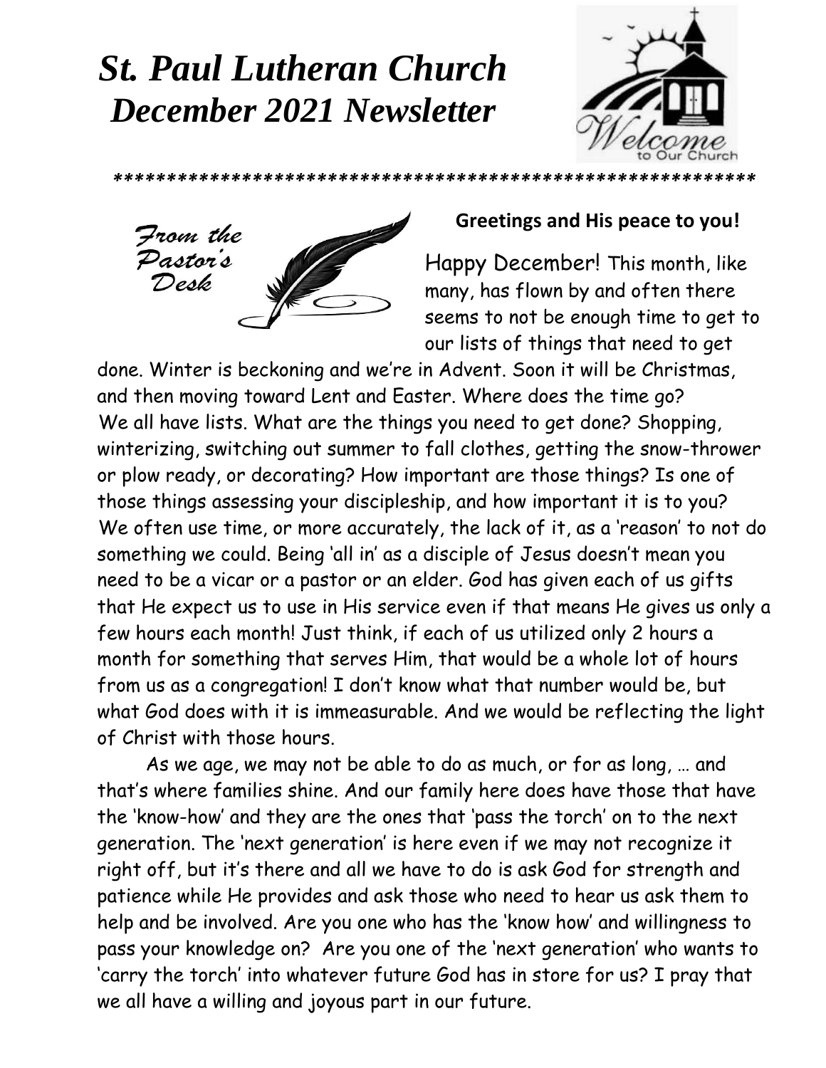# *St. Paul Lutheran Church*
# *December 2021 Newsletter*

*************************************************************

*From the Pastor's Desk*

**Greetings and His peace to you!**

Happy December! This month, like many, has flown by and often there seems to not be enough time to get to our lists of things that need to get done. Winter is beckoning and we're in Advent. Soon it will be Christmas, and then moving toward Lent and Easter. Where does the time go?
We all have lists. What are the things you need to get done? Shopping, winterizing, switching out summer to fall clothes, getting the snow-thrower or plow ready, or decorating? How important are those things? Is one of those things assessing your discipleship, and how important it is to you?
We often use time, or more accurately, the lack of it, as a 'reason' to not do something we could. Being 'all in' as a disciple of Jesus doesn't mean you need to be a vicar or a pastor or an elder. God has given each of us gifts that He expect us to use in His service even if that means He gives us only a few hours each month! Just think, if each of us utilized only 2 hours a month for something that serves Him, that would be a whole lot of hours from us as a congregation! I don't know what that number would be, but what God does with it is immeasurable. And we would be reflecting the light of Christ with those hours.

As we age, we may not be able to do as much, or for as long, … and that's where families shine. And our family here does have those that have the 'know-how' and they are the ones that 'pass the torch' on to the next generation. The 'next generation' is here even if we may not recognize it right off, but it's there and all we have to do is ask God for strength and patience while He provides and ask those who need to hear us ask them to help and be involved. Are you one who has the 'know how' and willingness to pass your knowledge on? Are you one of the 'next generation' who wants to 'carry the torch' into whatever future God has in store for us? I pray that we all have a willing and joyous part in our future.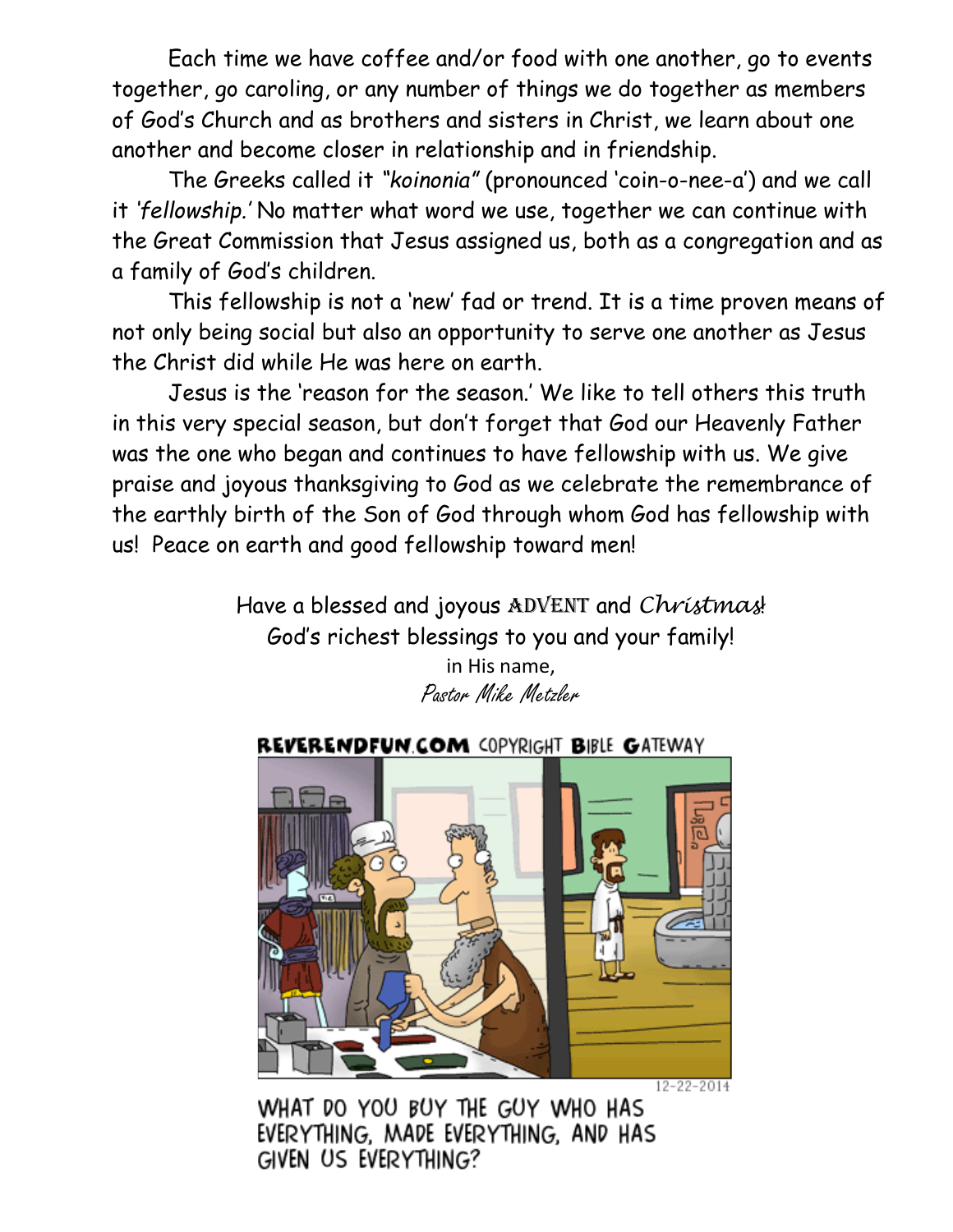Each time we have coffee and/or food with one another, go to events together, go caroling, or any number of things we do together as members of God's Church and as brothers and sisters in Christ, we learn about one another and become closer in relationship and in friendship.

The Greeks called it *"koinonia"* (pronounced 'coin-o-nee-a') and we call it *'fellowship.'* No matter what word we use, together we can continue with the Great Commission that Jesus assigned us, both as a congregation and as a family of God's children.

This fellowship is not a 'new' fad or trend. It is a time proven means of not only being social but also an opportunity to serve one another as Jesus the Christ did while He was here on earth.

Jesus is the 'reason for the season.' We like to tell others this truth in this very special season, but don't forget that God our Heavenly Father was the one who began and continues to have fellowship with us. We give praise and joyous thanksgiving to God as we celebrate the remembrance of the earthly birth of the Son of God through whom God has fellowship with us! Peace on earth and good fellowship toward men!

Have a blessed and joyous ADVENT and *Christmas*!
God's richest blessings to you and your family!
in His name,
*Pastor Mike Metzler*

REVERENDFUN.COM COPYRIGHT BIBLE GATEWAY

12-22-2014

WHAT DO YOU BUY THE GUY WHO HAS EVERYTHING, MADE EVERYTHING, AND HAS GIVEN US EVERYTHING?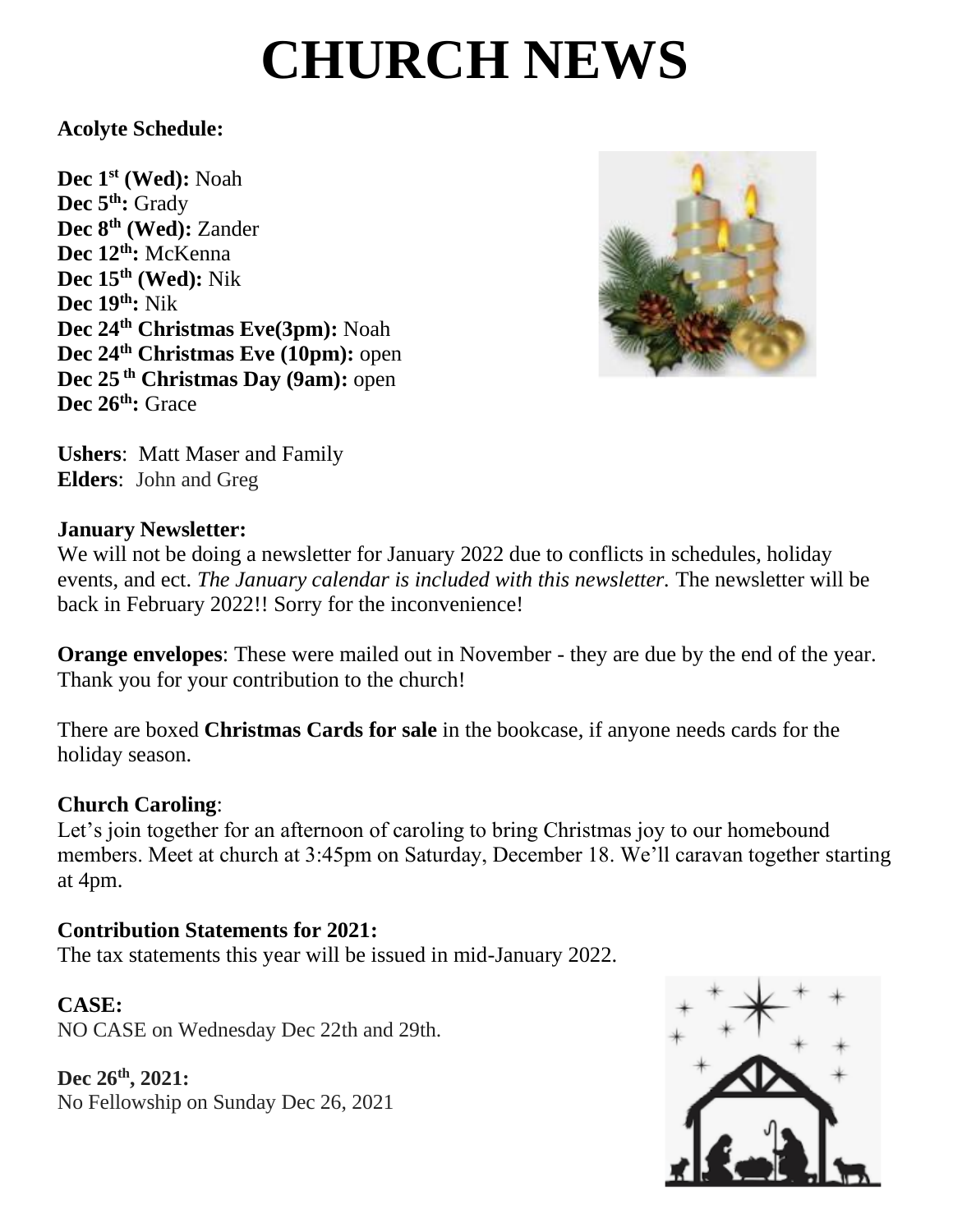# CHURCH NEWS

**Acolyte Schedule:**

**Dec 1st (Wed):** Noah
**Dec 5th:** Grady
**Dec 8th (Wed):** Zander
**Dec 12th:** McKenna
**Dec 15th (Wed):** Nik
**Dec 19th:** Nik
**Dec 24th Christmas Eve(3pm):** Noah
**Dec 24th Christmas Eve (10pm):** open
**Dec 25 th Christmas Day (9am):** open
**Dec 26th:** Grace

**Ushers**: Matt Maser and Family
**Elders**: John and Greg

**January Newsletter:**
We will not be doing a newsletter for January 2022 due to conflicts in schedules, holiday events, and ect. *The January calendar is included with this newsletter.* The newsletter will be back in February 2022!! Sorry for the inconvenience!

**Orange envelopes**: These were mailed out in November - they are due by the end of the year. Thank you for your contribution to the church!

There are boxed **Christmas Cards for sale** in the bookcase, if anyone needs cards for the holiday season.

**Church Caroling**:
Let's join together for an afternoon of caroling to bring Christmas joy to our homebound members. Meet at church at 3:45pm on Saturday, December 18. We'll caravan together starting at 4pm.

**Contribution Statements for 2021:**
The tax statements this year will be issued in mid-January 2022.

**CASE:**
NO CASE on Wednesday Dec 22th and 29th.

**Dec 26th, 2021:**
No Fellowship on Sunday Dec 26, 2021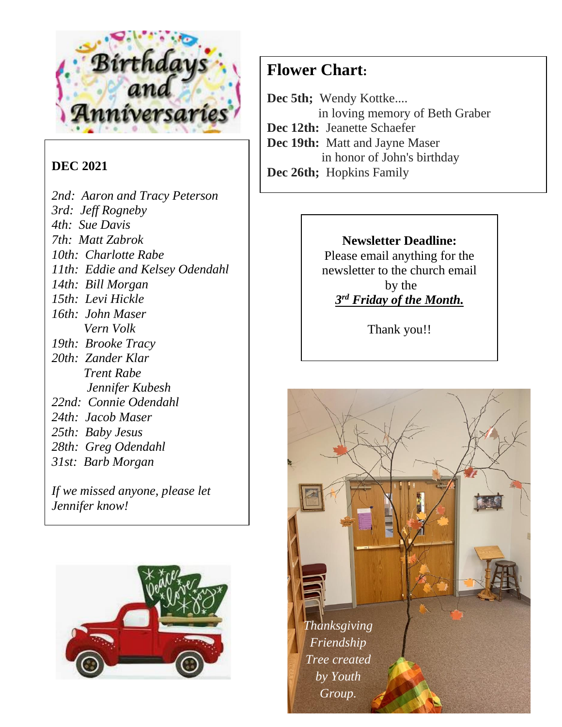## Birthdays and Anniversaries

**DEC 2021**

*2nd: Aaron and Tracy Peterson*
*3rd: Jeff Rogneby*
*4th: Sue Davis*
*7th: Matt Zabrok*
*10th: Charlotte Rabe*
*11th: Eddie and Kelsey Odendahl*
*14th: Bill Morgan*
*15th: Levi Hickle*
*16th: John Maser*
*Vern Volk*
*19th: Brooke Tracy*
*20th: Zander Klar*
*Trent Rabe*
*Jennifer Kubesh*
*22nd: Connie Odendahl*
*24th: Jacob Maser*
*25th: Baby Jesus*
*28th: Greg Odendahl*
*31st: Barb Morgan*

*If we missed anyone, please let Jennifer know!*

## Flower Chart:

**Dec 5th;** Wendy Kottke....
in loving memory of Beth Graber
**Dec 12th:** Jeanette Schaefer
**Dec 19th:** Matt and Jayne Maser
in honor of John's birthday
**Dec 26th;** Hopkins Family

**Newsletter Deadline:**
Please email anything for the newsletter to the church email by the
***3rd Friday of the Month.***

Thank you!!

*Thanksgiving Friendship Tree created by Youth Group.*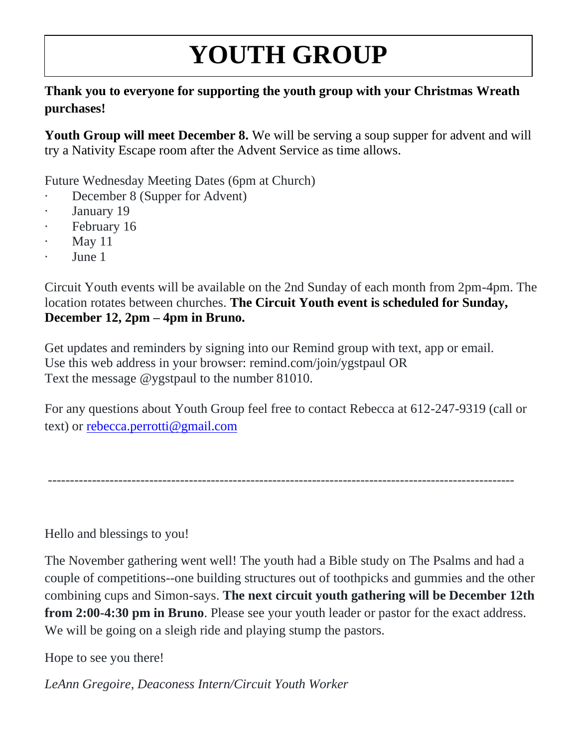# YOUTH GROUP

**Thank you to everyone for supporting the youth group with your Christmas Wreath purchases!**

**Youth Group will meet December 8.** We will be serving a soup supper for advent and will try a Nativity Escape room after the Advent Service as time allows.

Future Wednesday Meeting Dates (6pm at Church)

- December 8 (Supper for Advent)
- January 19
- February 16
- May 11
- June 1

Circuit Youth events will be available on the 2nd Sunday of each month from 2pm-4pm. The location rotates between churches. **The Circuit Youth event is scheduled for Sunday, December 12, 2pm – 4pm in Bruno.**

Get updates and reminders by signing into our Remind group with text, app or email.
Use this web address in your browser: remind.com/join/ygstpaul OR
Text the message @ygstpaul to the number 81010.

For any questions about Youth Group feel free to contact Rebecca at 612-247-9319 (call or text) or rebecca.perrotti@gmail.com

---

Hello and blessings to you!

The November gathering went well! The youth had a Bible study on The Psalms and had a couple of competitions--one building structures out of toothpicks and gummies and the other combining cups and Simon-says. **The next circuit youth gathering will be December 12th from 2:00-4:30 pm in Bruno**. Please see your youth leader or pastor for the exact address. We will be going on a sleigh ride and playing stump the pastors.

Hope to see you there!

*LeAnn Gregoire, Deaconess Intern/Circuit Youth Worker*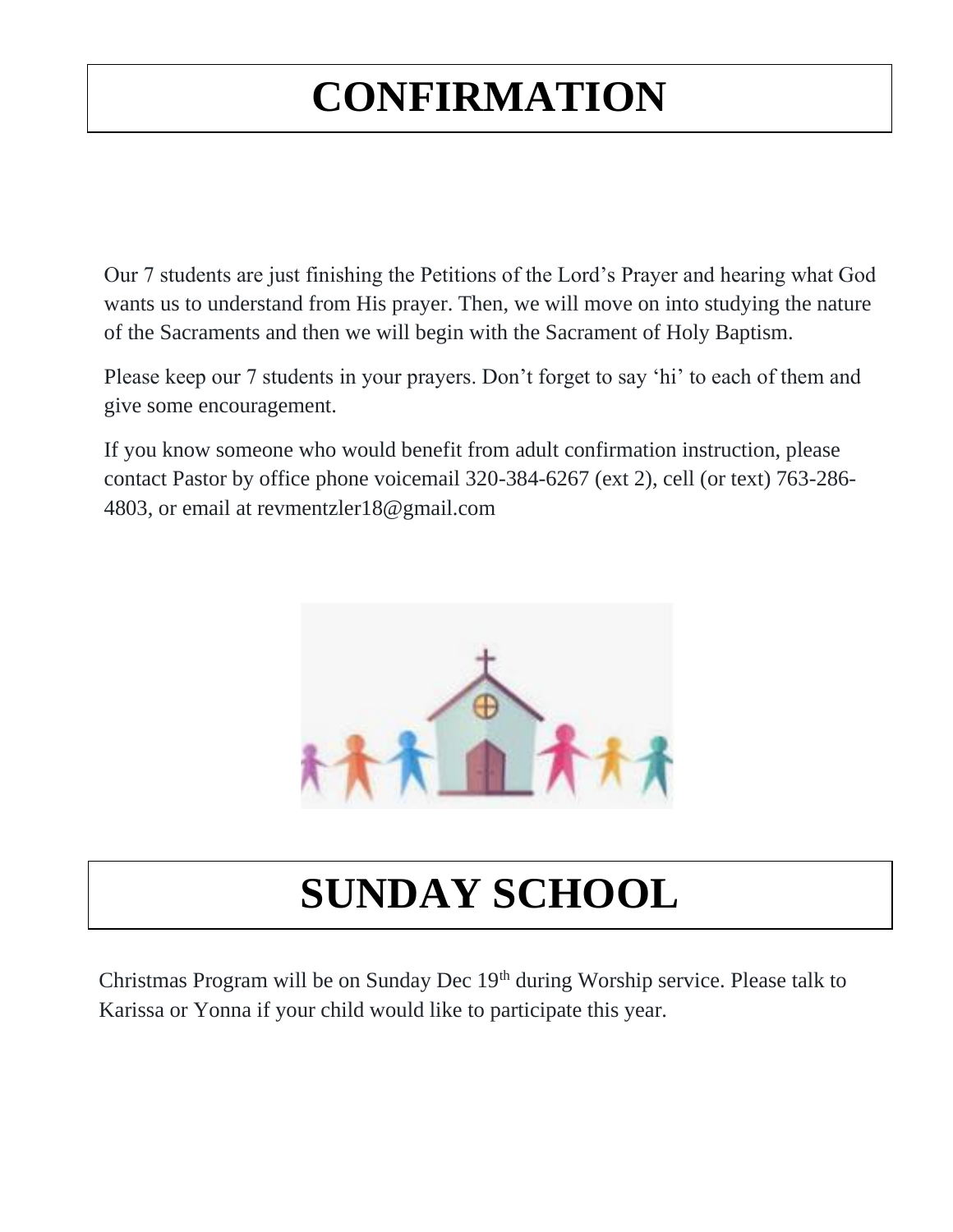# CONFIRMATION

Our 7 students are just finishing the Petitions of the Lord's Prayer and hearing what God wants us to understand from His prayer. Then, we will move on into studying the nature of the Sacraments and then we will begin with the Sacrament of Holy Baptism.

Please keep our 7 students in your prayers. Don't forget to say 'hi' to each of them and give some encouragement.

If you know someone who would benefit from adult confirmation instruction, please contact Pastor by office phone voicemail 320-384-6267 (ext 2), cell (or text) 763-286-4803, or email at revmentzler18@gmail.com

# SUNDAY SCHOOL

Christmas Program will be on Sunday Dec 19th during Worship service. Please talk to Karissa or Yonna if your child would like to participate this year.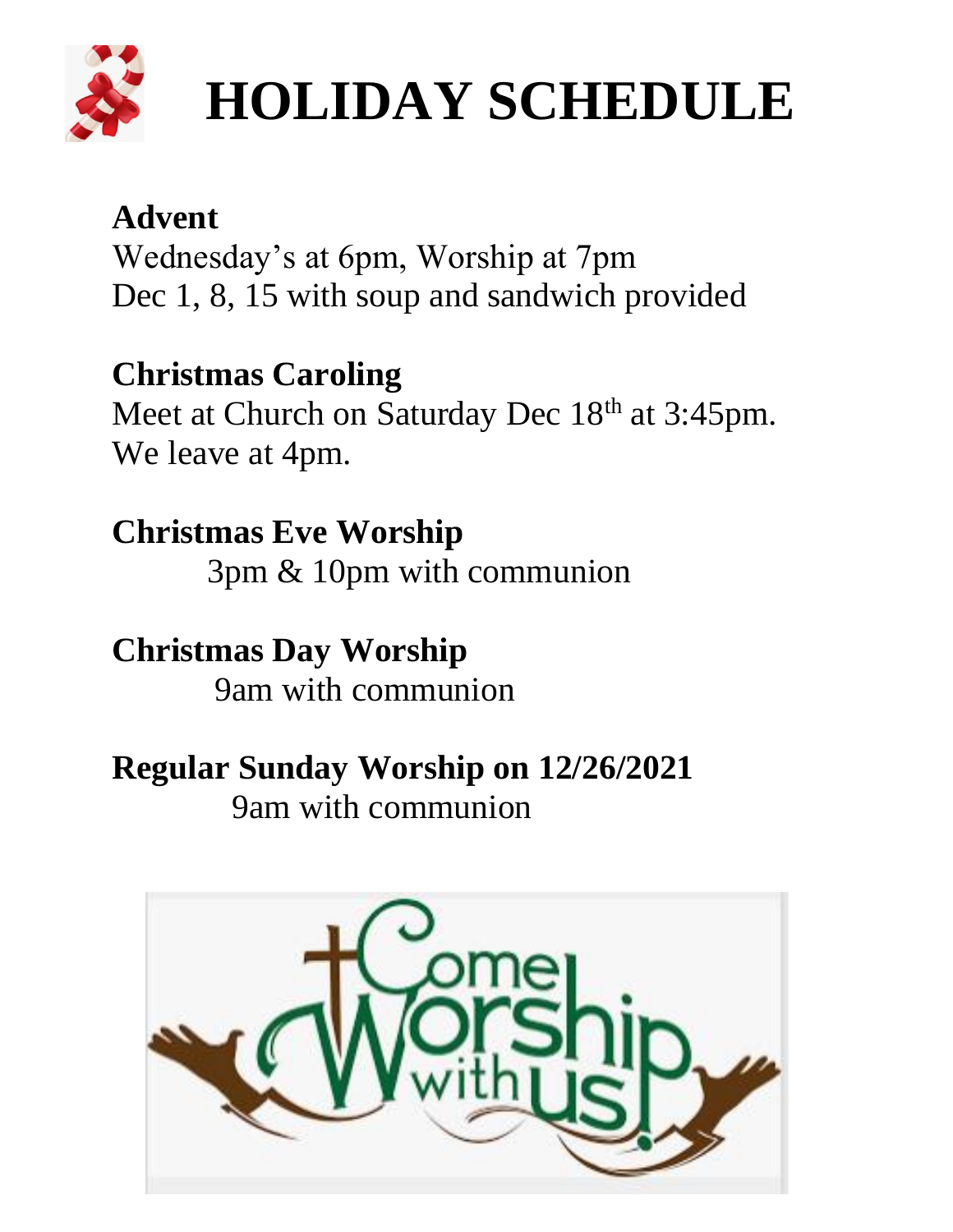# HOLIDAY SCHEDULE

**Advent**
Wednesday's at 6pm, Worship at 7pm
Dec 1, 8, 15 with soup and sandwich provided

**Christmas Caroling**
Meet at Church on Saturday Dec 18th at 3:45pm.
We leave at 4pm.

**Christmas Eve Worship**
3pm & 10pm with communion

**Christmas Day Worship**
9am with communion

**Regular Sunday Worship on 12/26/2021**
9am with communion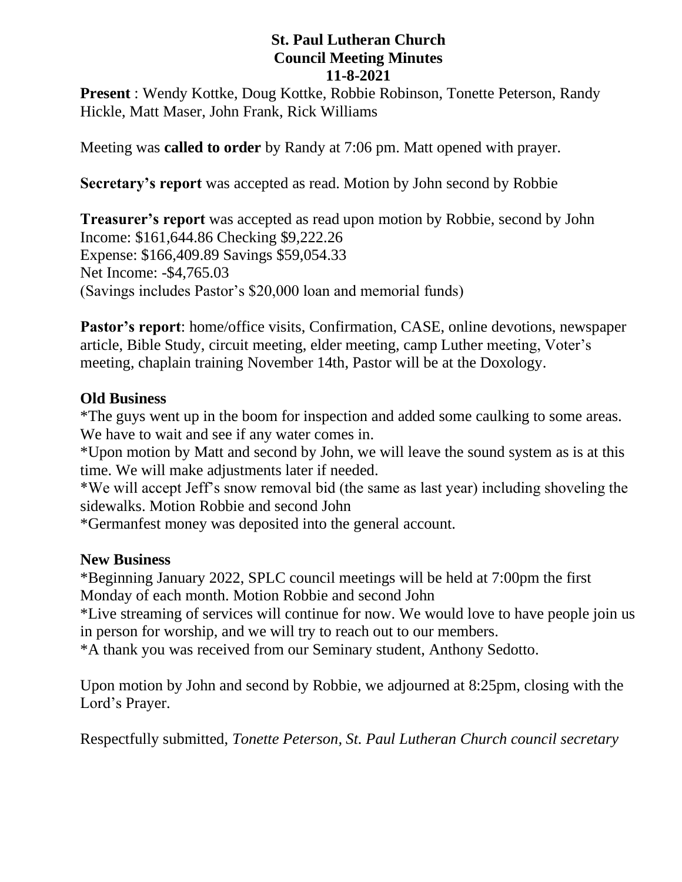# St. Paul Lutheran Church
## Council Meeting Minutes
### 11-8-2021

**Present** : Wendy Kottke, Doug Kottke, Robbie Robinson, Tonette Peterson, Randy Hickle, Matt Maser, John Frank, Rick Williams

Meeting was **called to order** by Randy at 7:06 pm. Matt opened with prayer.

**Secretary's report** was accepted as read. Motion by John second by Robbie

**Treasurer's report** was accepted as read upon motion by Robbie, second by John
Income: $161,644.86 Checking $9,222.26
Expense: $166,409.89 Savings $59,054.33
Net Income: -$4,765.03
(Savings includes Pastor's $20,000 loan and memorial funds)

**Pastor's report**: home/office visits, Confirmation, CASE, online devotions, newspaper article, Bible Study, circuit meeting, elder meeting, camp Luther meeting, Voter's meeting, chaplain training November 14th, Pastor will be at the Doxology.

### Old Business

*The guys went up in the boom for inspection and added some caulking to some areas. We have to wait and see if any water comes in.
*Upon motion by Matt and second by John, we will leave the sound system as is at this time. We will make adjustments later if needed.
*We will accept Jeff's snow removal bid (the same as last year) including shoveling the sidewalks. Motion Robbie and second John
*Germanfest money was deposited into the general account.

### New Business

*Beginning January 2022, SPLC council meetings will be held at 7:00pm the first Monday of each month. Motion Robbie and second John
*Live streaming of services will continue for now. We would love to have people join us in person for worship, and we will try to reach out to our members.
*A thank you was received from our Seminary student, Anthony Sedotto.

Upon motion by John and second by Robbie, we adjourned at 8:25pm, closing with the Lord's Prayer.

Respectfully submitted, *Tonette Peterson, St. Paul Lutheran Church council secretary*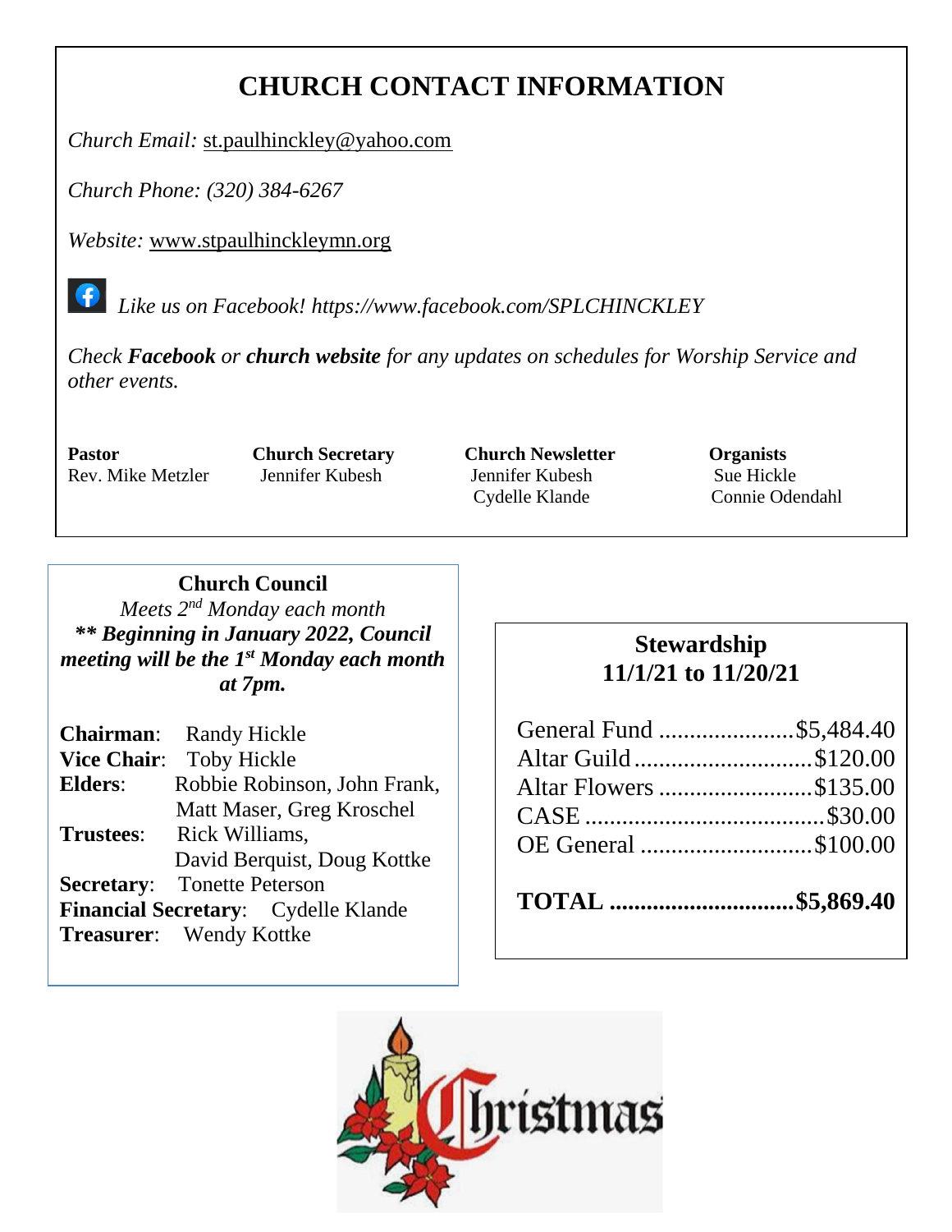# CHURCH CONTACT INFORMATION

*Church Email:* st.paulhinckley@yahoo.com

*Church Phone: (320) 384-6267*

*Website:* www.stpaulhinckleymn.org

*Like us on Facebook! https://www.facebook.com/SPLCHINCKLEY*

*Check **Facebook** or **church website** for any updates on schedules for Worship Service and other events.*

| **Pastor** | **Church Secretary** | **Church Newsletter** | **Organists** |
|---|---|---|---|
| Rev. Mike Metzler | Jennifer Kubesh | Jennifer Kubesh | Sue Hickle |
| | | Cydelle Klande | Connie Odendahl |

## Church Council

*Meets 2nd Monday each month*

***\** Beginning in January 2022, Council meeting will be the 1st Monday each month at 7pm.***

**Chairman**: Randy Hickle
**Vice Chair**: Toby Hickle
**Elders**: Robbie Robinson, John Frank, Matt Maser, Greg Kroschel
**Trustees**: Rick Williams, David Berquist, Doug Kottke
**Secretary**: Tonette Peterson
**Financial Secretary**: Cydelle Klande
**Treasurer**: Wendy Kottke

## Stewardship 11/1/21 to 11/20/21

| | |
|---|---|
| General Fund | $5,484.40 |
| Altar Guild | $120.00 |
| Altar Flowers | $135.00 |
| CASE | $30.00 |
| OE General | $100.00 |
| **TOTAL** | **$5,869.40** |

Christmas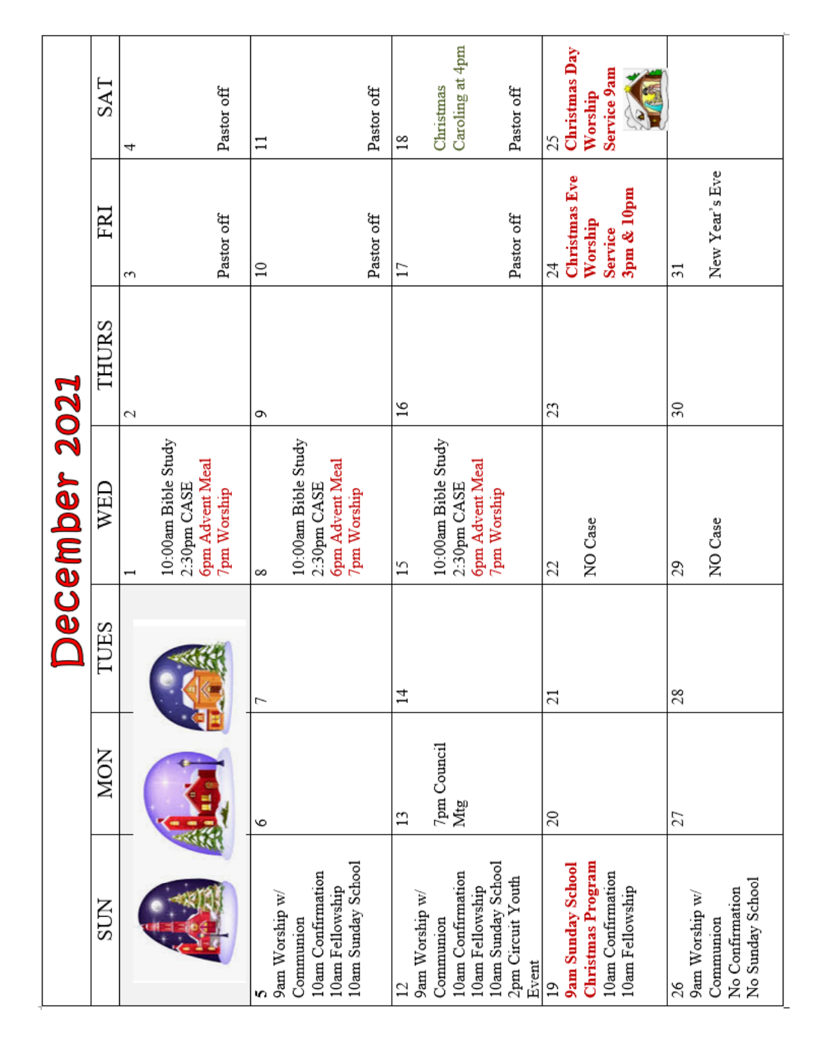# December 2021

| SUN | MON | TUES | WED | THURS | FRI | SAT |
|---|---|---|---|---|---|---|
| | | | 1<br>10:00am Bible Study<br>2:30pm CASE<br>6pm Advent Meal<br>7pm Worship | 2 | 3<br>Pastor off | 4<br>Pastor off |
| 5<br>9am Worship w/ Communion<br>10am Confirmation<br>10am Fellowship<br>10am Sunday School | 6 | 7 | 8<br>10:00am Bible Study<br>2:30pm CASE<br>6pm Advent Meal<br>7pm Worship | 9 | 10<br>Pastor off | 11<br>Pastor off |
| 12<br>9am Worship w/ Communion<br>10am Confirmation<br>10am Fellowship<br>10am Sunday School<br>2pm Circuit Youth Event | 13<br>7pm Council Mtg | 14 | 15<br>10:00am Bible Study<br>2:30pm CASE<br>6pm Advent Meal<br>7pm Worship | 16 | 17<br>Pastor off | 18<br>Christmas Caroling at 4pm<br>Pastor off |
| 19<br>**9am Sunday School Christmas Program**<br>10am Confirmation<br>10am Fellowship | 20 | 21 | 22<br>NO Case | 23 | 24<br>**Christmas Eve Worship Service 3pm & 10pm** | 25<br>**Christmas Day Worship Service 9am** |
| 26<br>9am Worship w/ Communion<br>No Confirmation<br>No Sunday School | 27 | 28 | 29<br>NO Case | 30 | 31<br>New Year's Eve | |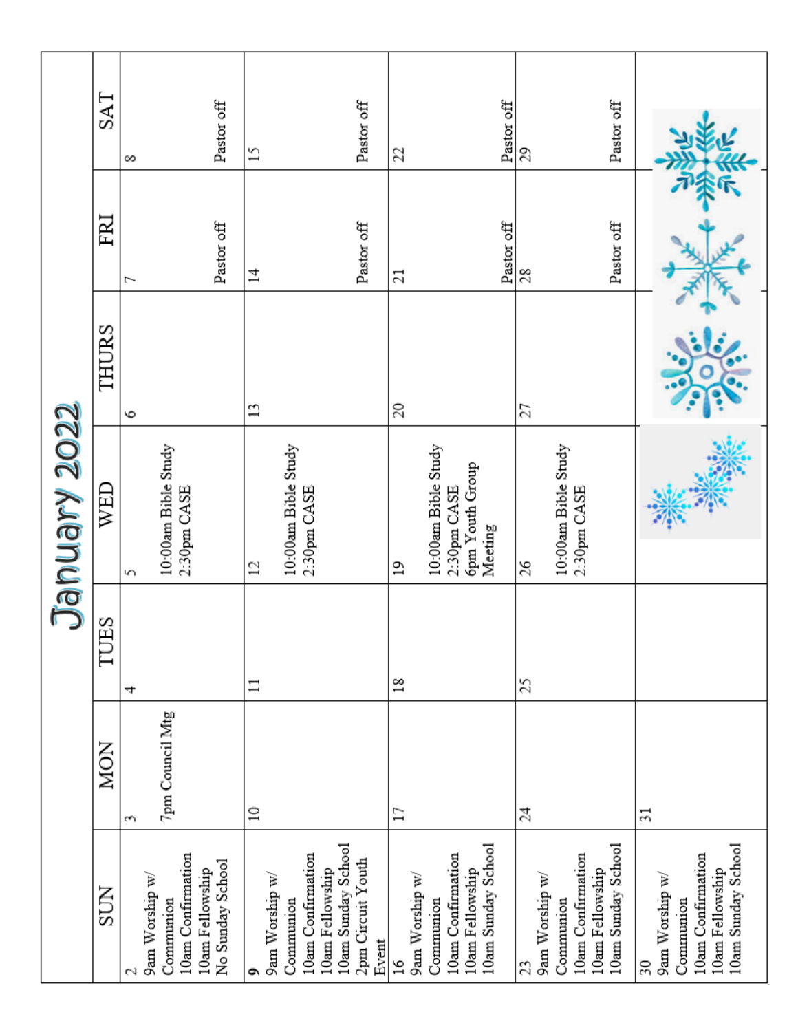# January 2022

| SUN | MON | TUES | WED | THURS | FRI | SAT |
|---|---|---|---|---|---|---|
| 2<br>9am Worship w/ Communion<br>10am Confirmation<br>10am Fellowship<br>No Sunday School | 3<br>7pm Council Mtg | 4 | 5<br>10:00am Bible Study<br>2:30pm CASE | 6 | 7<br>Pastor off | 8<br>Pastor off |
| 9<br>9am Worship w/ Communion<br>10am Confirmation<br>10am Fellowship<br>10am Sunday School<br>2pm Circuit Youth Event | 10 | 11 | 12<br>10:00am Bible Study<br>2:30pm CASE | 13 | 14<br>Pastor off | 15<br>Pastor off |
| 16<br>9am Worship w/ Communion<br>10am Confirmation<br>10am Fellowship<br>10am Sunday School | 17 | 18 | 19<br>10:00am Bible Study<br>2:30pm CASE<br>6pm Youth Group Meeting | 20 | 21<br>Pastor off | 22<br>Pastor off |
| 23<br>9am Worship w/ Communion<br>10am Confirmation<br>10am Fellowship<br>10am Sunday School | 24 | 25 | 26<br>10:00am Bible Study<br>2:30pm CASE | 27 | 28<br>Pastor off | 29<br>Pastor off |
| 30<br>9am Worship w/ Communion<br>10am Confirmation<br>10am Fellowship<br>10am Sunday School | 31 | | | | | |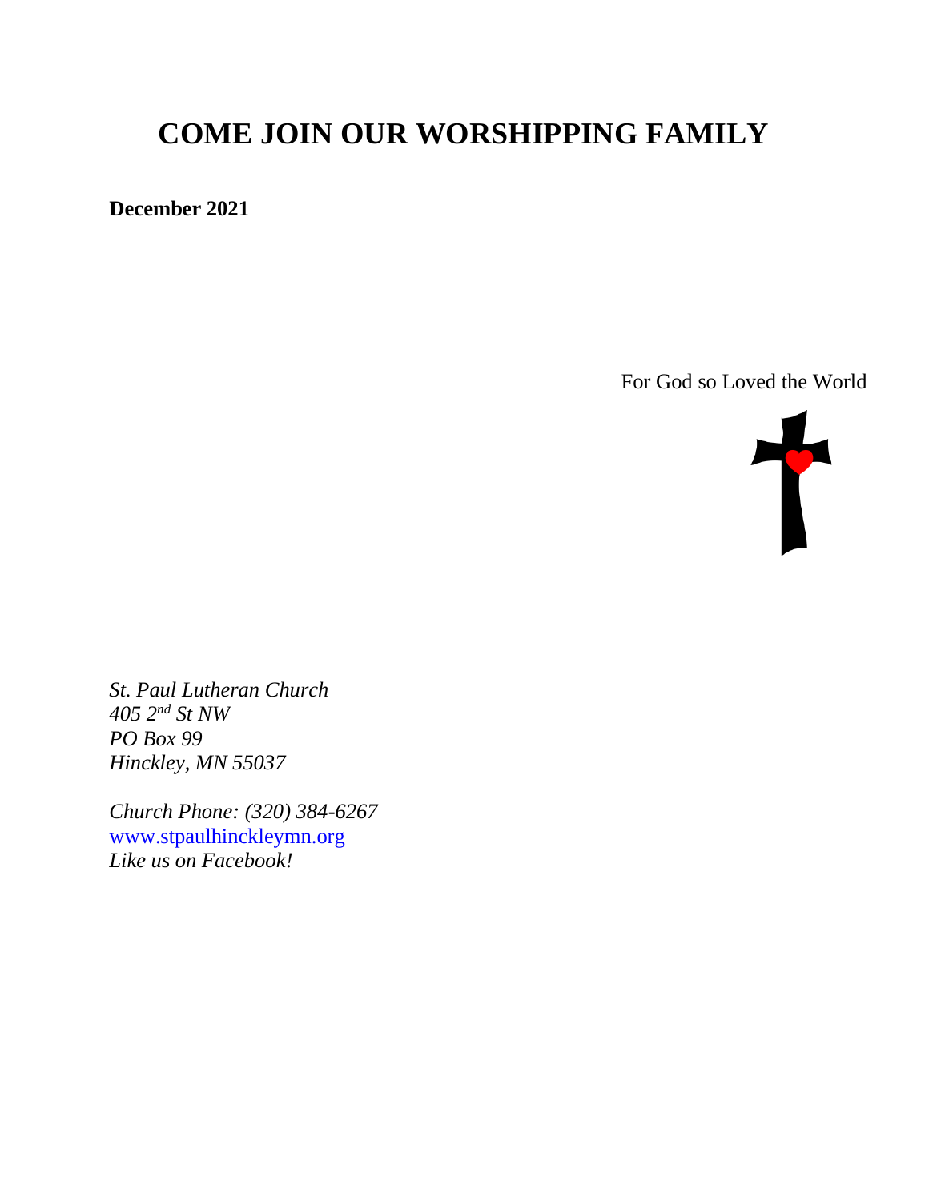# COME JOIN OUR WORSHIPPING FAMILY

**December 2021**

For God so Loved the World

*St. Paul Lutheran Church*
*405 2nd St NW*
*PO Box 99*
*Hinckley, MN 55037*

*Church Phone: (320) 384-6267*
www.stpaulhinckleymn.org
*Like us on Facebook!*